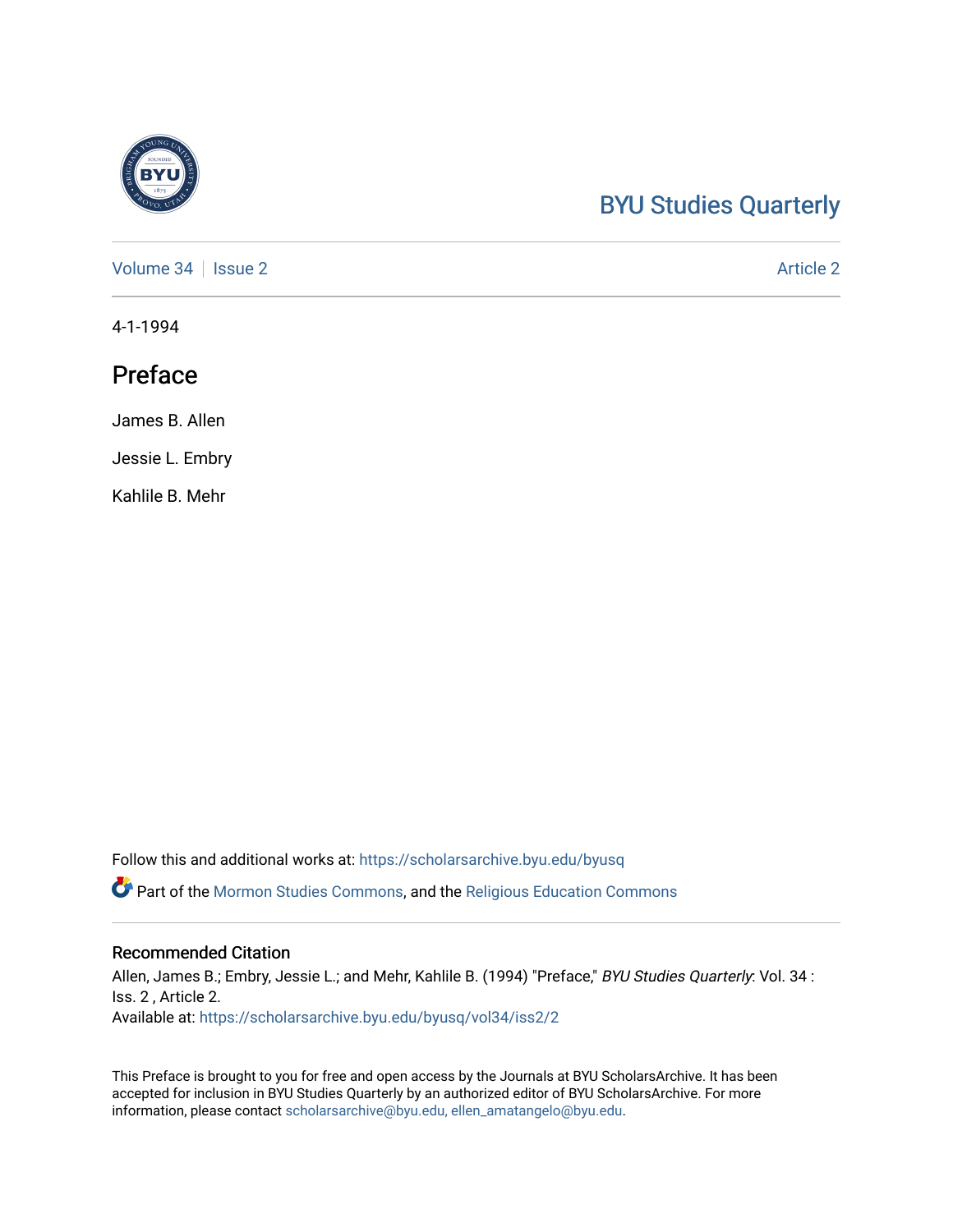BYU Studies Quarterly

Volume 34 | Issue 2 Article 2

4-1-1994

# Preface

James B. Allen

Jessie L. Embry

Kahlile B. Mehr

Follow this and additional works at: https://scholarsarchive.byu.edu/byusq

Part of the Mormon Studies Commons, and the Religious Education Commons

## Recommended Citation

Allen, James B.; Embry, Jessie L.; and Mehr, Kahlile B. (1994) "Preface," *BYU Studies Quarterly*: Vol. 34 : Iss. 2 , Article 2.
Available at: https://scholarsarchive.byu.edu/byusq/vol34/iss2/2

This Preface is brought to you for free and open access by the Journals at BYU ScholarsArchive. It has been accepted for inclusion in BYU Studies Quarterly by an authorized editor of BYU ScholarsArchive. For more information, please contact scholarsarchive@byu.edu, ellen_amatangelo@byu.edu.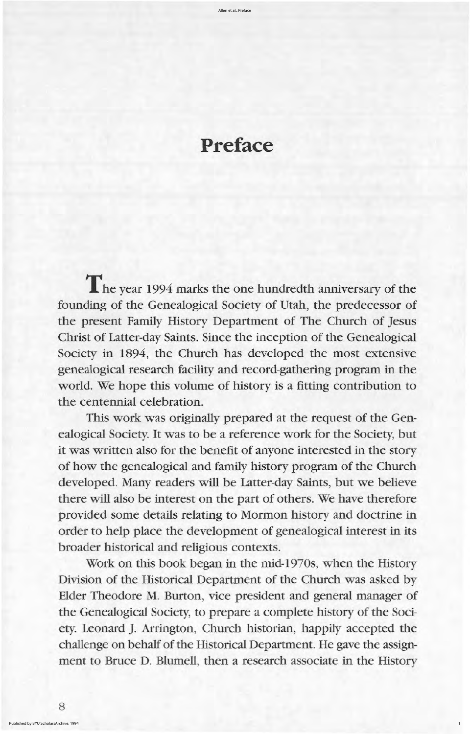# Preface

The year 1994 marks the one hundredth anniversary of the founding of the Genealogical Society of Utah, the predecessor of the present Family History Department of The Church of Jesus Christ of Latter-day Saints. Since the inception of the Genealogical Society in 1894, the Church has developed the most extensive genealogical research facility and record-gathering program in the world. We hope this volume of history is a fitting contribution to the centennial celebration.

This work was originally prepared at the request of the Genealogical Society. It was to be a reference work for the Society, but it was written also for the benefit of anyone interested in the story of how the genealogical and family history program of the Church developed. Many readers will be Latter-day Saints, but we believe there will also be interest on the part of others. We have therefore provided some details relating to Mormon history and doctrine in order to help place the development of genealogical interest in its broader historical and religious contexts.

Work on this book began in the mid-1970s, when the History Division of the Historical Department of the Church was asked by Elder Theodore M. Burton, vice president and general manager of the Genealogical Society, to prepare a complete history of the Society. Leonard J. Arrington, Church historian, happily accepted the challenge on behalf of the Historical Department. He gave the assignment to Bruce D. Blumell, then a research associate in the History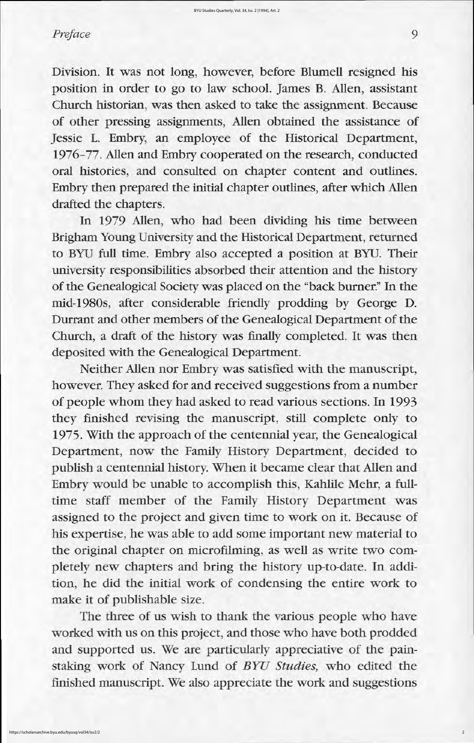Division. It was not long, however, before Blumell resigned his position in order to go to law school. James B. Allen, assistant Church historian, was then asked to take the assignment. Because of other pressing assignments, Allen obtained the assistance of Jessie L. Embry, an employee of the Historical Department, 1976–77. Allen and Embry cooperated on the research, conducted oral histories, and consulted on chapter content and outlines. Embry then prepared the initial chapter outlines, after which Allen drafted the chapters.

In 1979 Allen, who had been dividing his time between Brigham Young University and the Historical Department, returned to BYU full time. Embry also accepted a position at BYU. Their university responsibilities absorbed their attention and the history of the Genealogical Society was placed on the "back burner." In the mid-1980s, after considerable friendly prodding by George D. Durrant and other members of the Genealogical Department of the Church, a draft of the history was finally completed. It was then deposited with the Genealogical Department.

Neither Allen nor Embry was satisfied with the manuscript, however. They asked for and received suggestions from a number of people whom they had asked to read various sections. In 1993 they finished revising the manuscript, still complete only to 1975. With the approach of the centennial year, the Genealogical Department, now the Family History Department, decided to publish a centennial history. When it became clear that Allen and Embry would be unable to accomplish this, Kahlile Mehr, a full-time staff member of the Family History Department was assigned to the project and given time to work on it. Because of his expertise, he was able to add some important new material to the original chapter on microfilming, as well as write two completely new chapters and bring the history up-to-date. In addition, he did the initial work of condensing the entire work to make it of publishable size.

The three of us wish to thank the various people who have worked with us on this project, and those who have both prodded and supported us. We are particularly appreciative of the painstaking work of Nancy Lund of *BYU Studies,* who edited the finished manuscript. We also appreciate the work and suggestions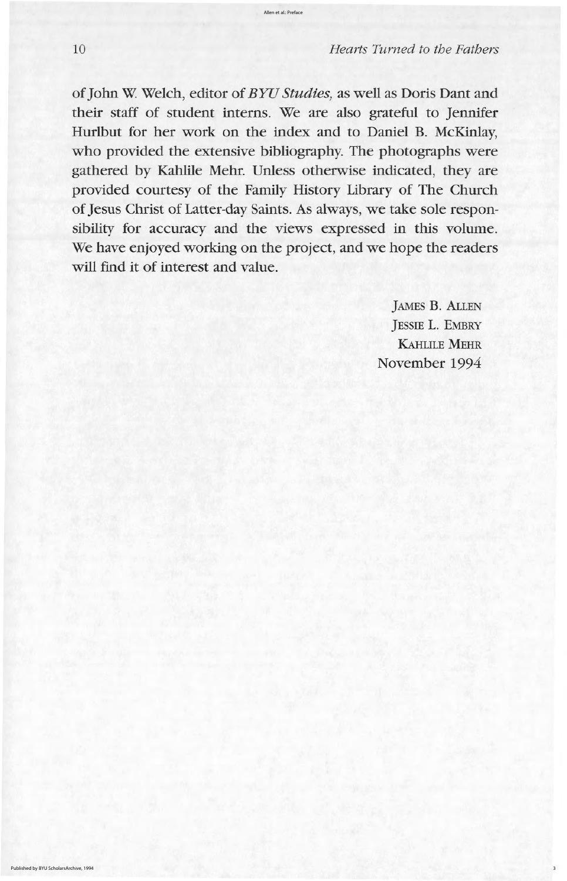of John W. Welch, editor of *BYU Studies,* as well as Doris Dant and their staff of student interns. We are also grateful to Jennifer Hurlbut for her work on the index and to Daniel B. McKinlay, who provided the extensive bibliography. The photographs were gathered by Kahlile Mehr. Unless otherwise indicated, they are provided courtesy of the Family History Library of The Church of Jesus Christ of Latter-day Saints. As always, we take sole responsibility for accuracy and the views expressed in this volume. We have enjoyed working on the project, and we hope the readers will find it of interest and value.

JAMES B. ALLEN
JESSIE L. EMBRY
KAHLILE MEHR
November 1994